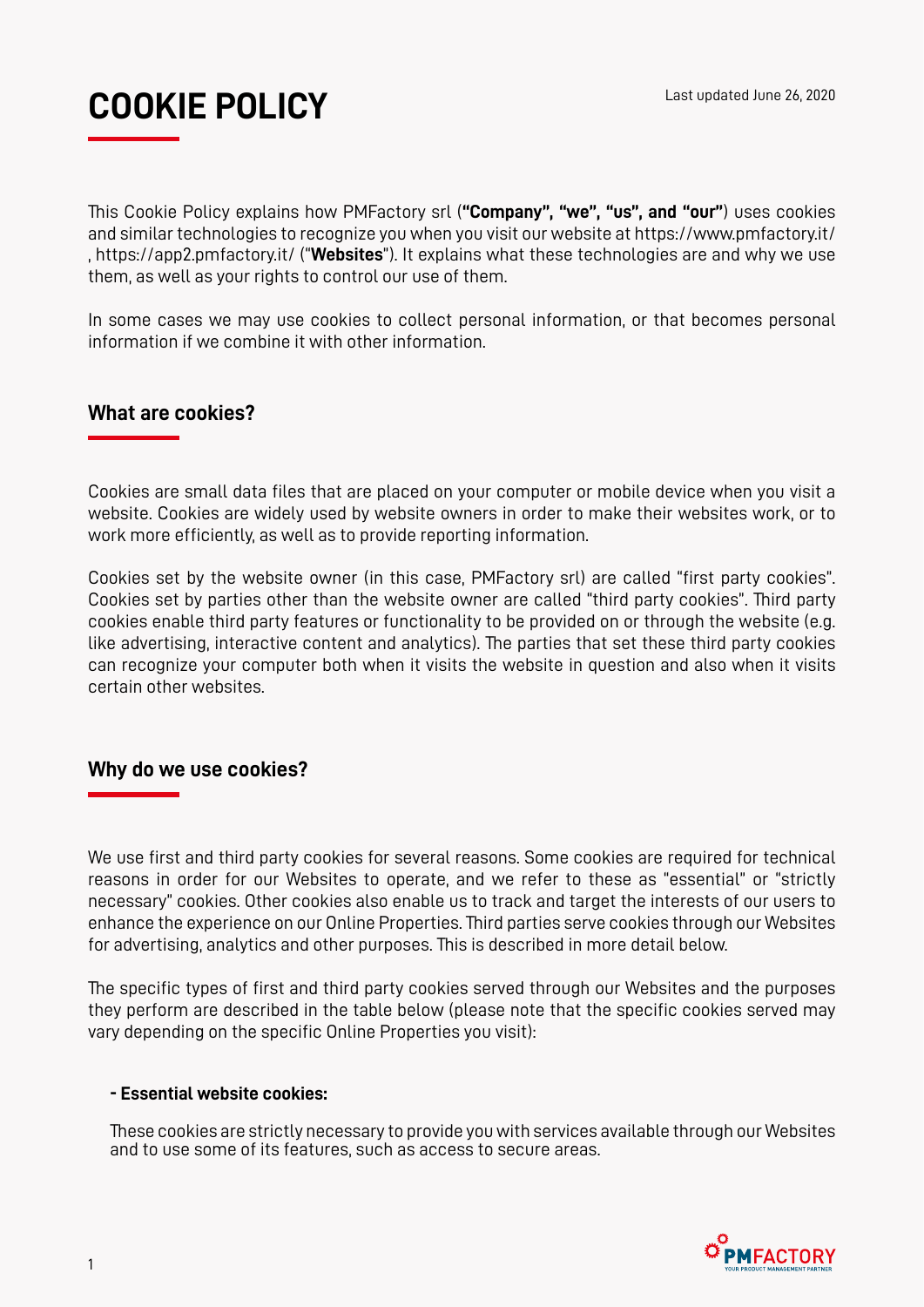# COOKIE POLICY

Last updated June 26, 2020

This Cookie Policy explains how PMFactory srl (**"Company", "we", "us", and "our"**) uses cookies and similar technologies to recognize you when you visit our website at https://www.pmfactory.it/ , https://app2.pmfactory.it/ ("**Websites**"). It explains what these technologies are and why we use them, as well as your rights to control our use of them.

In some cases we may use cookies to collect personal information, or that becomes personal information if we combine it with other information.

## What are cookies?

Cookies are small data files that are placed on your computer or mobile device when you visit a website. Cookies are widely used by website owners in order to make their websites work, or to work more efficiently, as well as to provide reporting information.

Cookies set by the website owner (in this case, PMFactory srl) are called "first party cookies". Cookies set by parties other than the website owner are called "third party cookies". Third party cookies enable third party features or functionality to be provided on or through the website (e.g. like advertising, interactive content and analytics). The parties that set these third party cookies can recognize your computer both when it visits the website in question and also when it visits certain other websites.

## Why do we use cookies?

We use first and third party cookies for several reasons. Some cookies are required for technical reasons in order for our Websites to operate, and we refer to these as "essential" or "strictly necessary" cookies. Other cookies also enable us to track and target the interests of our users to enhance the experience on our Online Properties. Third parties serve cookies through our Websites for advertising, analytics and other purposes. This is described in more detail below.

The specific types of first and third party cookies served through our Websites and the purposes they perform are described in the table below (please note that the specific cookies served may vary depending on the specific Online Properties you visit):

**- Essential website cookies:**

These cookies are strictly necessary to provide you with services available through our Websites and to use some of its features, such as access to secure areas.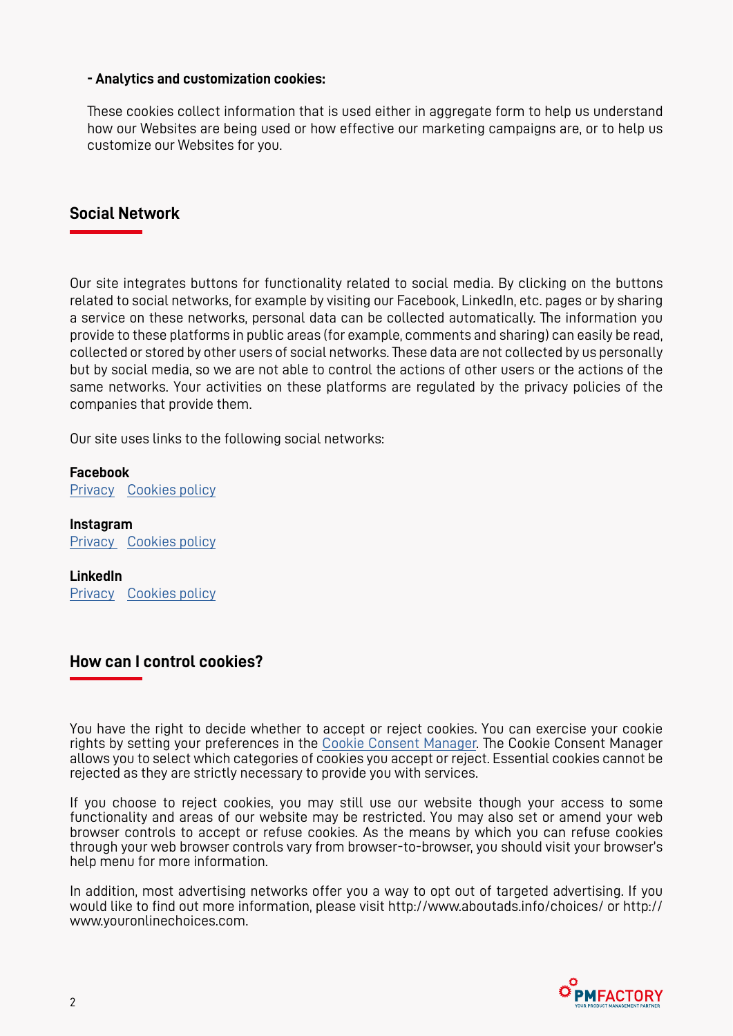**- Analytics and customization cookies:**

These cookies collect information that is used either in aggregate form to help us understand how our Websites are being used or how effective our marketing campaigns are, or to help us customize our Websites for you.

## Social Network

Our site integrates buttons for functionality related to social media. By clicking on the buttons related to social networks, for example by visiting our Facebook, LinkedIn, etc. pages or by sharing a service on these networks, personal data can be collected automatically. The information you provide to these platforms in public areas (for example, comments and sharing) can easily be read, collected or stored by other users of social networks. These data are not collected by us personally but by social media, so we are not able to control the actions of other users or the actions of the same networks. Your activities on these platforms are regulated by the privacy policies of the companies that provide them.

Our site uses links to the following social networks:

**Facebook**
Privacy Cookies policy

**Instagram**
Privacy Cookies policy

**LinkedIn**
Privacy Cookies policy

## How can I control cookies?

You have the right to decide whether to accept or reject cookies. You can exercise your cookie rights by setting your preferences in the Cookie Consent Manager. The Cookie Consent Manager allows you to select which categories of cookies you accept or reject. Essential cookies cannot be rejected as they are strictly necessary to provide you with services.

If you choose to reject cookies, you may still use our website though your access to some functionality and areas of our website may be restricted. You may also set or amend your web browser controls to accept or refuse cookies. As the means by which you can refuse cookies through your web browser controls vary from browser-to-browser, you should visit your browser's help menu for more information.

In addition, most advertising networks offer you a way to opt out of targeted advertising. If you would like to find out more information, please visit http://www.aboutads.info/choices/ or http://www.youronlinechoices.com.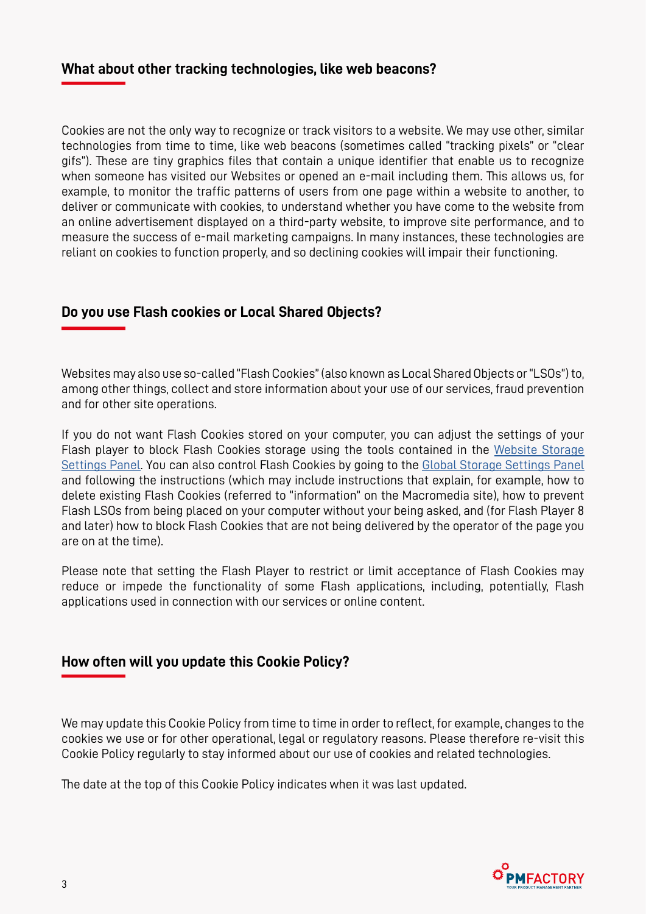## What about other tracking technologies, like web beacons?

Cookies are not the only way to recognize or track visitors to a website. We may use other, similar technologies from time to time, like web beacons (sometimes called "tracking pixels" or "clear gifs"). These are tiny graphics files that contain a unique identifier that enable us to recognize when someone has visited our Websites or opened an e-mail including them. This allows us, for example, to monitor the traffic patterns of users from one page within a website to another, to deliver or communicate with cookies, to understand whether you have come to the website from an online advertisement displayed on a third-party website, to improve site performance, and to measure the success of e-mail marketing campaigns. In many instances, these technologies are reliant on cookies to function properly, and so declining cookies will impair their functioning.

## Do you use Flash cookies or Local Shared Objects?

Websites may also use so-called "Flash Cookies" (also known as Local Shared Objects or "LSOs") to, among other things, collect and store information about your use of our services, fraud prevention and for other site operations.

If you do not want Flash Cookies stored on your computer, you can adjust the settings of your Flash player to block Flash Cookies storage using the tools contained in the Website Storage Settings Panel. You can also control Flash Cookies by going to the Global Storage Settings Panel and following the instructions (which may include instructions that explain, for example, how to delete existing Flash Cookies (referred to "information" on the Macromedia site), how to prevent Flash LSOs from being placed on your computer without your being asked, and (for Flash Player 8 and later) how to block Flash Cookies that are not being delivered by the operator of the page you are on at the time).

Please note that setting the Flash Player to restrict or limit acceptance of Flash Cookies may reduce or impede the functionality of some Flash applications, including, potentially, Flash applications used in connection with our services or online content.

## How often will you update this Cookie Policy?

We may update this Cookie Policy from time to time in order to reflect, for example, changes to the cookies we use or for other operational, legal or regulatory reasons. Please therefore re-visit this Cookie Policy regularly to stay informed about our use of cookies and related technologies.

The date at the top of this Cookie Policy indicates when it was last updated.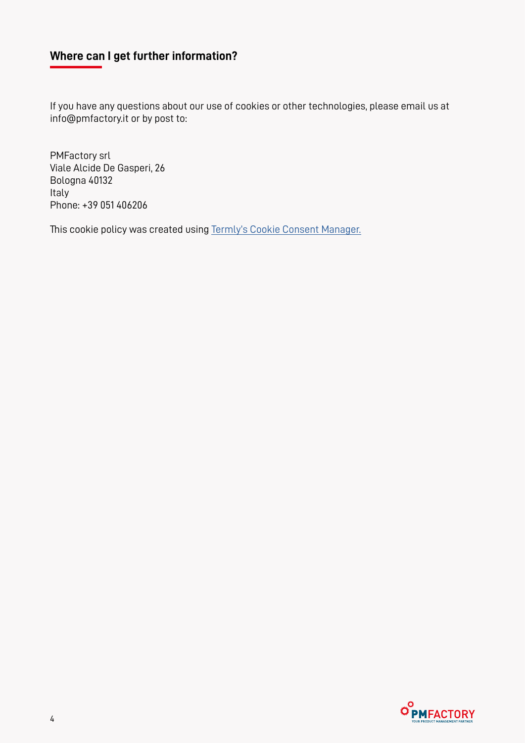## Where can I get further information?

If you have any questions about our use of cookies or other technologies, please email us at info@pmfactory.it or by post to:

PMFactory srl
Viale Alcide De Gasperi, 26
Bologna 40132
Italy
Phone: +39 051 406206

This cookie policy was created using [Termly's Cookie Consent Manager.]()